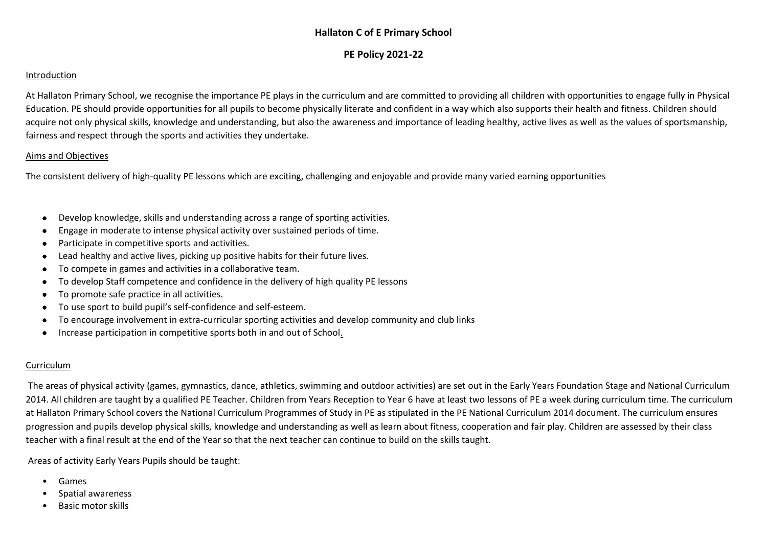**Hallaton C of E Primary School**

**PE Policy 2021-22**

Introduction

At Hallaton Primary School, we recognise the importance PE plays in the curriculum and are committed to providing all children with opportunities to engage fully in Physical Education. PE should provide opportunities for all pupils to become physically literate and confident in a way which also supports their health and fitness. Children should acquire not only physical skills, knowledge and understanding, but also the awareness and importance of leading healthy, active lives as well as the values of sportsmanship, fairness and respect through the sports and activities they undertake.

Aims and Objectives

The consistent delivery of high-quality PE lessons which are exciting, challenging and enjoyable and provide many varied earning opportunities

- Develop knowledge, skills and understanding across a range of sporting activities.
- Engage in moderate to intense physical activity over sustained periods of time.
- Participate in competitive sports and activities.
- Lead healthy and active lives, picking up positive habits for their future lives.
- To compete in games and activities in a collaborative team.
- To develop Staff competence and confidence in the delivery of high quality PE lessons
- To promote safe practice in all activities.
- To use sport to build pupil's self-confidence and self-esteem.
- To encourage involvement in extra-curricular sporting activities and develop community and club links
- Increase participation in competitive sports both in and out of School.

Curriculum

The areas of physical activity (games, gymnastics, dance, athletics, swimming and outdoor activities) are set out in the Early Years Foundation Stage and National Curriculum 2014. All children are taught by a qualified PE Teacher. Children from Years Reception to Year 6 have at least two lessons of PE a week during curriculum time. The curriculum at Hallaton Primary School covers the National Curriculum Programmes of Study in PE as stipulated in the PE National Curriculum 2014 document. The curriculum ensures progression and pupils develop physical skills, knowledge and understanding as well as learn about fitness, cooperation and fair play. Children are assessed by their class teacher with a final result at the end of the Year so that the next teacher can continue to build on the skills taught.

Areas of activity Early Years Pupils should be taught:

- Games
- Spatial awareness
- Basic motor skills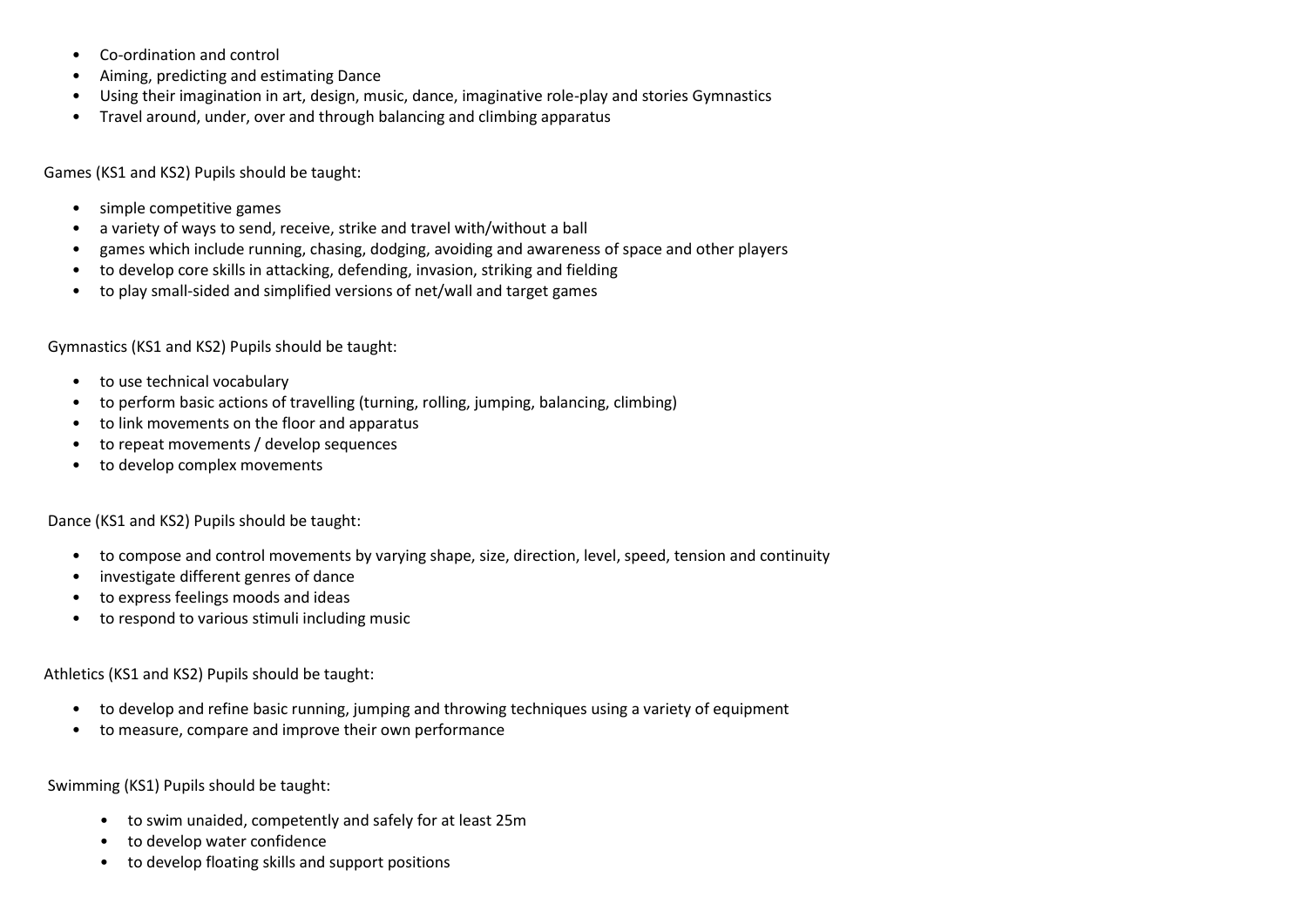- Co-ordination and control
- Aiming, predicting and estimating Dance
- Using their imagination in art, design, music, dance, imaginative role-play and stories Gymnastics
- Travel around, under, over and through balancing and climbing apparatus

Games (KS1 and KS2) Pupils should be taught:

- simple competitive games
- a variety of ways to send, receive, strike and travel with/without a ball
- games which include running, chasing, dodging, avoiding and awareness of space and other players
- to develop core skills in attacking, defending, invasion, striking and fielding
- to play small-sided and simplified versions of net/wall and target games

Gymnastics (KS1 and KS2) Pupils should be taught:

- to use technical vocabulary
- to perform basic actions of travelling (turning, rolling, jumping, balancing, climbing)
- to link movements on the floor and apparatus
- to repeat movements / develop sequences
- to develop complex movements

Dance (KS1 and KS2) Pupils should be taught:

- to compose and control movements by varying shape, size, direction, level, speed, tension and continuity
- investigate different genres of dance
- to express feelings moods and ideas
- to respond to various stimuli including music

Athletics (KS1 and KS2) Pupils should be taught:

- to develop and refine basic running, jumping and throwing techniques using a variety of equipment
- to measure, compare and improve their own performance

Swimming (KS1) Pupils should be taught:

- to swim unaided, competently and safely for at least 25m
- to develop water confidence
- to develop floating skills and support positions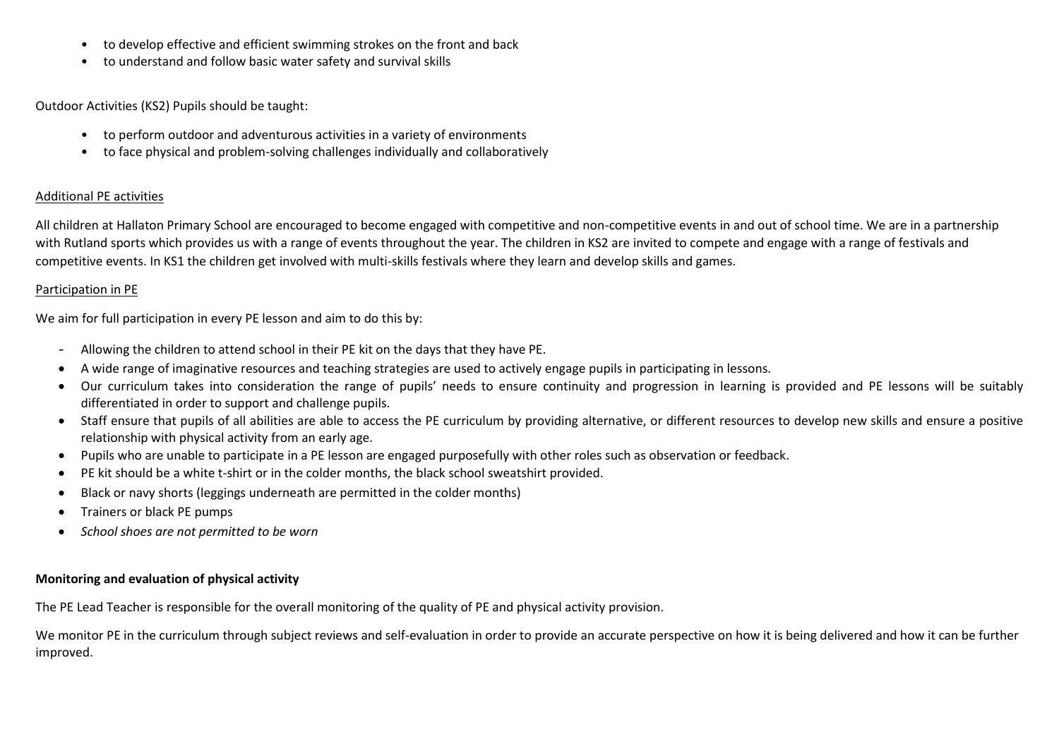- to develop effective and efficient swimming strokes on the front and back
- to understand and follow basic water safety and survival skills

Outdoor Activities (KS2) Pupils should be taught:

- to perform outdoor and adventurous activities in a variety of environments
- to face physical and problem-solving challenges individually and collaboratively

<u>Additional PE activities</u>

All children at Hallaton Primary School are encouraged to become engaged with competitive and non-competitive events in and out of school time. We are in a partnership with Rutland sports which provides us with a range of events throughout the year. The children in KS2 are invited to compete and engage with a range of festivals and competitive events. In KS1 the children get involved with multi-skills festivals where they learn and develop skills and games.

<u>Participation in PE</u>

We aim for full participation in every PE lesson and aim to do this by:

- Allowing the children to attend school in their PE kit on the days that they have PE.
- A wide range of imaginative resources and teaching strategies are used to actively engage pupils in participating in lessons.
- Our curriculum takes into consideration the range of pupils' needs to ensure continuity and progression in learning is provided and PE lessons will be suitably differentiated in order to support and challenge pupils.
- Staff ensure that pupils of all abilities are able to access the PE curriculum by providing alternative, or different resources to develop new skills and ensure a positive relationship with physical activity from an early age.
- Pupils who are unable to participate in a PE lesson are engaged purposefully with other roles such as observation or feedback.
- PE kit should be a white t-shirt or in the colder months, the black school sweatshirt provided.
- Black or navy shorts (leggings underneath are permitted in the colder months)
- Trainers or black PE pumps
- *School shoes are not permitted to be worn*

**Monitoring and evaluation of physical activity**

The PE Lead Teacher is responsible for the overall monitoring of the quality of PE and physical activity provision.

We monitor PE in the curriculum through subject reviews and self-evaluation in order to provide an accurate perspective on how it is being delivered and how it can be further improved.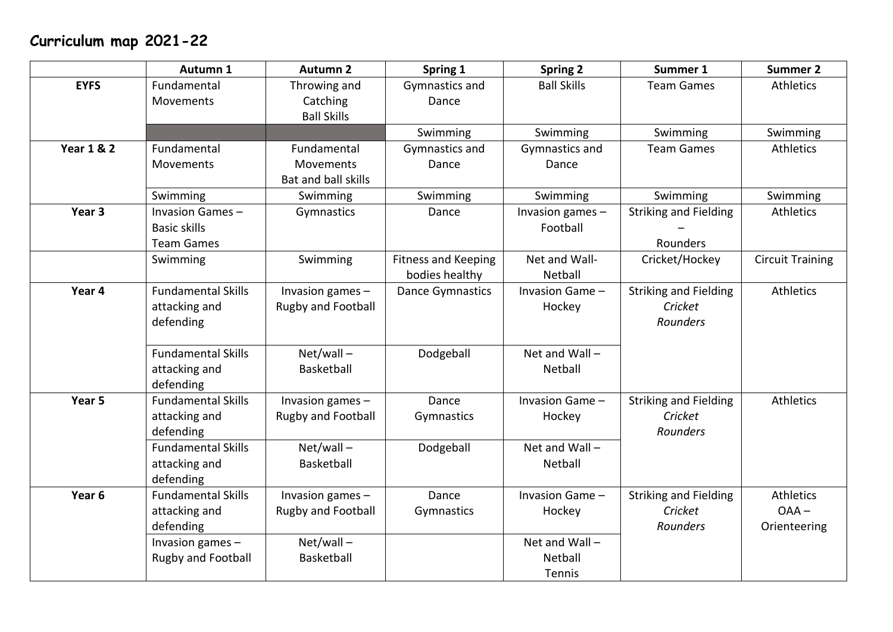# Curriculum map 2021-22

| | Autumn 1 | Autumn 2 | Spring 1 | Spring 2 | Summer 1 | Summer 2 |
|---|---|---|---|---|---|---|
| **EYFS** | Fundamental Movements | Throwing and Catching Ball Skills | Gymnastics and Dance | Ball Skills | Team Games | Athletics |
| | | | Swimming | Swimming | Swimming | Swimming |
| **Year 1 & 2** | Fundamental Movements | Fundamental Movements Bat and ball skills | Gymnastics and Dance | Gymnastics and Dance | Team Games | Athletics |
| | Swimming | Swimming | Swimming | Swimming | Swimming | Swimming |
| **Year 3** | Invasion Games – Basic skills Team Games | Gymnastics | Dance | Invasion games – Football | Striking and Fielding – Rounders | Athletics |
| | Swimming | Swimming | Fitness and Keeping bodies healthy | Net and Wall- Netball | Cricket/Hockey | Circuit Training |
| **Year 4** | Fundamental Skills attacking and defending | Invasion games – Rugby and Football | Dance Gymnastics | Invasion Game – Hockey | Striking and Fielding *Cricket* *Rounders* | Athletics |
| | Fundamental Skills attacking and defending | Net/wall – Basketball | Dodgeball | Net and Wall – Netball | | |
| **Year 5** | Fundamental Skills attacking and defending | Invasion games – Rugby and Football | Dance Gymnastics | Invasion Game – Hockey | Striking and Fielding *Cricket* *Rounders* | Athletics |
| | Fundamental Skills attacking and defending | Net/wall – Basketball | Dodgeball | Net and Wall – Netball | | |
| **Year 6** | Fundamental Skills attacking and defending | Invasion games – Rugby and Football | Dance Gymnastics | Invasion Game – Hockey | Striking and Fielding *Cricket* *Rounders* | Athletics OAA – Orienteering |
| | Invasion games – Rugby and Football | Net/wall – Basketball | | Net and Wall – Netball Tennis | | |